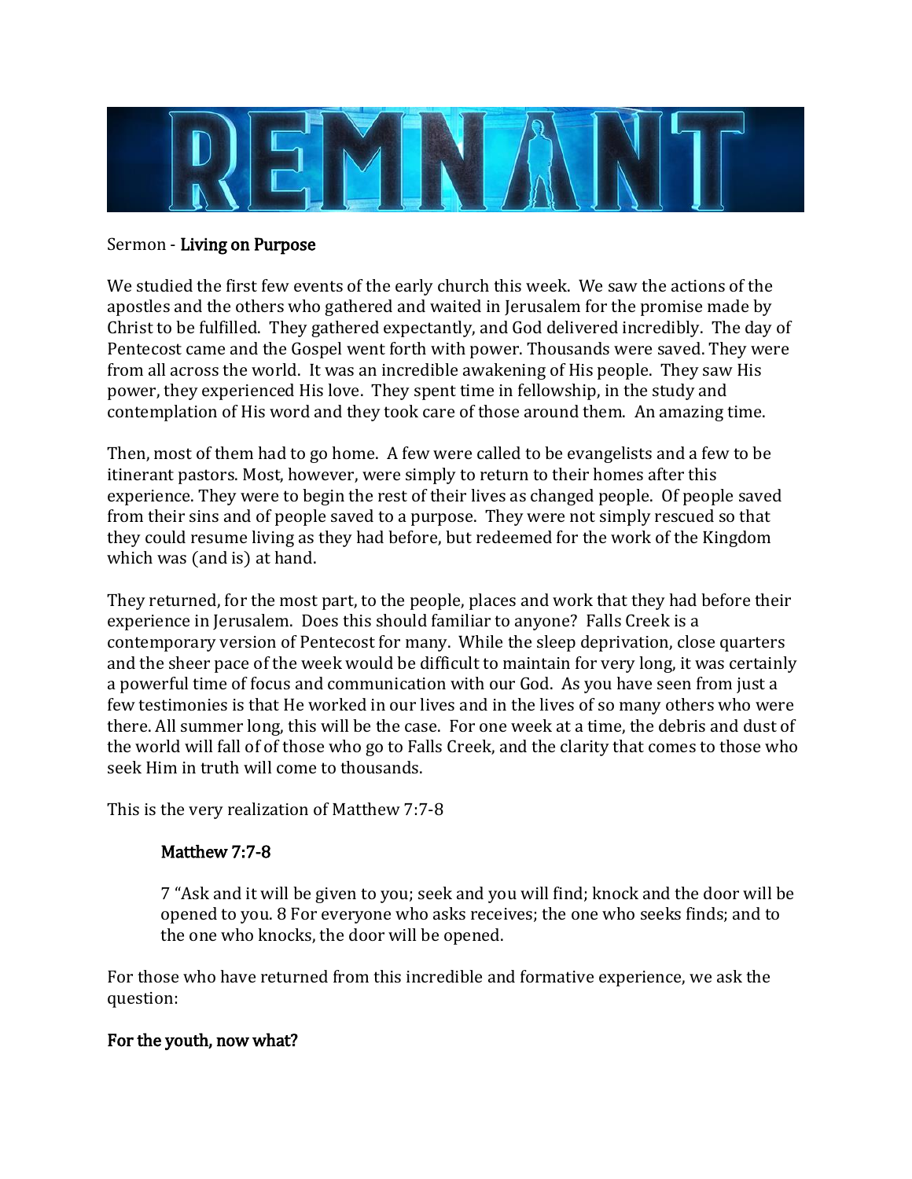# REMNANT

Sermon - **Living on Purpose**

We studied the first few events of the early church this week. We saw the actions of the apostles and the others who gathered and waited in Jerusalem for the promise made by Christ to be fulfilled. They gathered expectantly, and God delivered incredibly. The day of Pentecost came and the Gospel went forth with power. Thousands were saved. They were from all across the world. It was an incredible awakening of His people. They saw His power, they experienced His love. They spent time in fellowship, in the study and contemplation of His word and they took care of those around them. An amazing time.

Then, most of them had to go home. A few were called to be evangelists and a few to be itinerant pastors. Most, however, were simply to return to their homes after this experience. They were to begin the rest of their lives as changed people. Of people saved from their sins and of people saved to a purpose. They were not simply rescued so that they could resume living as they had before, but redeemed for the work of the Kingdom which was (and is) at hand.

They returned, for the most part, to the people, places and work that they had before their experience in Jerusalem. Does this should familiar to anyone? Falls Creek is a contemporary version of Pentecost for many. While the sleep deprivation, close quarters and the sheer pace of the week would be difficult to maintain for very long, it was certainly a powerful time of focus and communication with our God. As you have seen from just a few testimonies is that He worked in our lives and in the lives of so many others who were there. All summer long, this will be the case. For one week at a time, the debris and dust of the world will fall of of those who go to Falls Creek, and the clarity that comes to those who seek Him in truth will come to thousands.

This is the very realization of Matthew 7:7-8

> **Matthew 7:7-8**
>
> 7 "Ask and it will be given to you; seek and you will find; knock and the door will be opened to you. 8 For everyone who asks receives; the one who seeks finds; and to the one who knocks, the door will be opened.

For those who have returned from this incredible and formative experience, we ask the question:

**For the youth, now what?**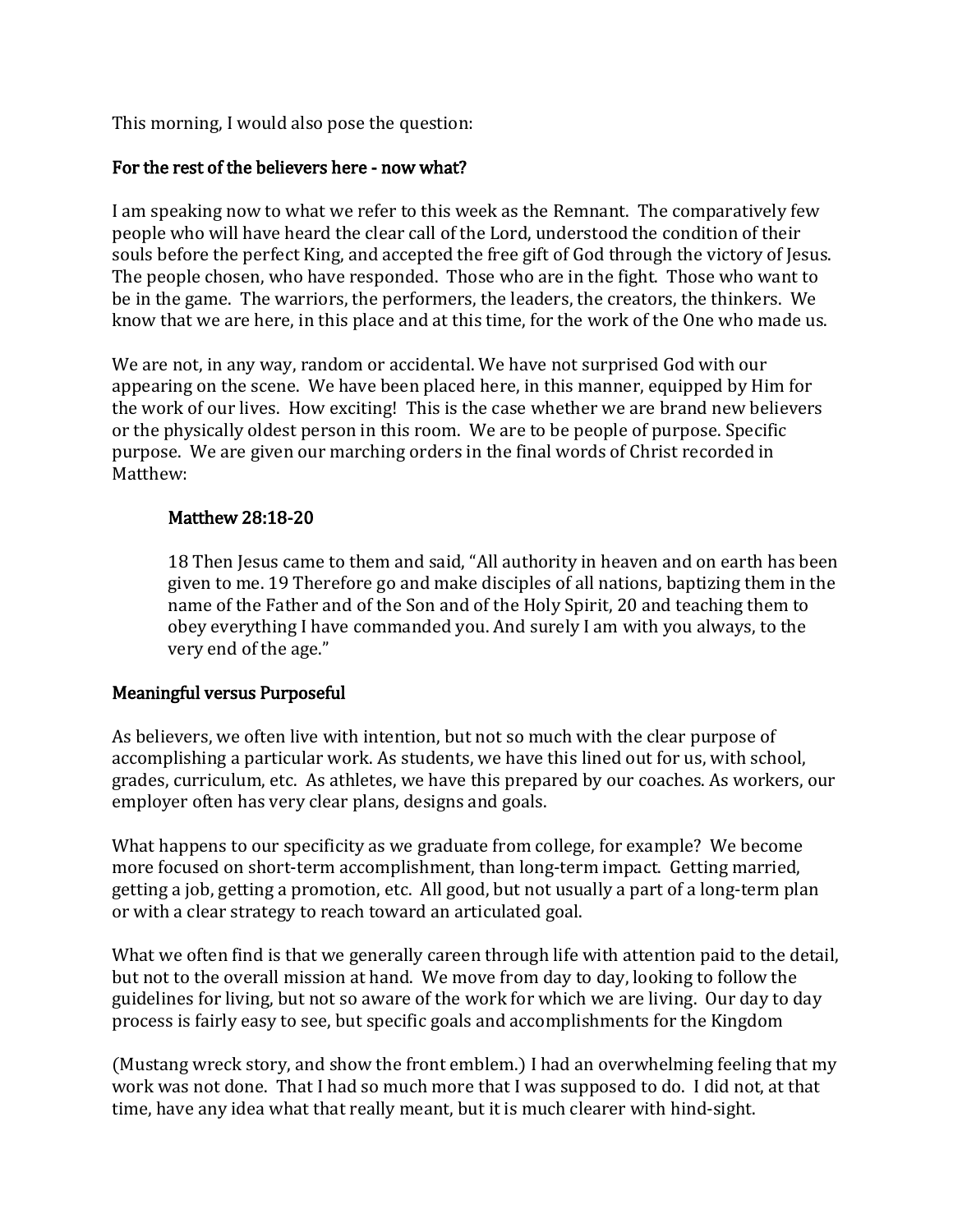This morning, I would also pose the question:

**For the rest of the believers here - now what?**

I am speaking now to what we refer to this week as the Remnant. The comparatively few people who will have heard the clear call of the Lord, understood the condition of their souls before the perfect King, and accepted the free gift of God through the victory of Jesus. The people chosen, who have responded. Those who are in the fight. Those who want to be in the game. The warriors, the performers, the leaders, the creators, the thinkers. We know that we are here, in this place and at this time, for the work of the One who made us.

We are not, in any way, random or accidental. We have not surprised God with our appearing on the scene. We have been placed here, in this manner, equipped by Him for the work of our lives. How exciting! This is the case whether we are brand new believers or the physically oldest person in this room. We are to be people of purpose. Specific purpose. We are given our marching orders in the final words of Christ recorded in Matthew:

> **Matthew 28:18-20**
>
> 18 Then Jesus came to them and said, "All authority in heaven and on earth has been given to me. 19 Therefore go and make disciples of all nations, baptizing them in the name of the Father and of the Son and of the Holy Spirit, 20 and teaching them to obey everything I have commanded you. And surely I am with you always, to the very end of the age."

**Meaningful versus Purposeful**

As believers, we often live with intention, but not so much with the clear purpose of accomplishing a particular work. As students, we have this lined out for us, with school, grades, curriculum, etc. As athletes, we have this prepared by our coaches. As workers, our employer often has very clear plans, designs and goals.

What happens to our specificity as we graduate from college, for example? We become more focused on short-term accomplishment, than long-term impact. Getting married, getting a job, getting a promotion, etc. All good, but not usually a part of a long-term plan or with a clear strategy to reach toward an articulated goal.

What we often find is that we generally careen through life with attention paid to the detail, but not to the overall mission at hand. We move from day to day, looking to follow the guidelines for living, but not so aware of the work for which we are living. Our day to day process is fairly easy to see, but specific goals and accomplishments for the Kingdom

(Mustang wreck story, and show the front emblem.) I had an overwhelming feeling that my work was not done. That I had so much more that I was supposed to do. I did not, at that time, have any idea what that really meant, but it is much clearer with hind-sight.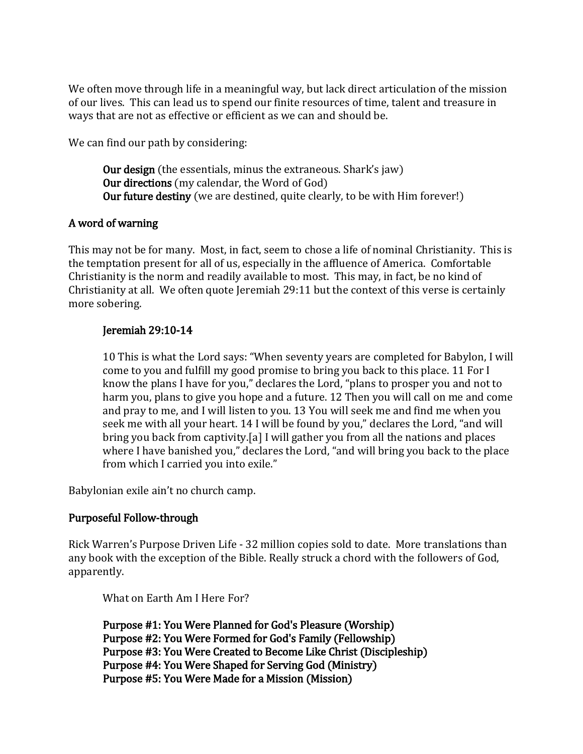We often move through life in a meaningful way, but lack direct articulation of the mission of our lives. This can lead us to spend our finite resources of time, talent and treasure in ways that are not as effective or efficient as we can and should be.

We can find our path by considering:

> **Our design** (the essentials, minus the extraneous. Shark's jaw)
> **Our directions** (my calendar, the Word of God)
> **Our future destiny** (we are destined, quite clearly, to be with Him forever!)

## A word of warning

This may not be for many. Most, in fact, seem to chose a life of nominal Christianity. This is the temptation present for all of us, especially in the affluence of America. Comfortable Christianity is the norm and readily available to most. This may, in fact, be no kind of Christianity at all. We often quote Jeremiah 29:11 but the context of this verse is certainly more sobering.

> **Jeremiah 29:10-14**
>
> 10 This is what the Lord says: "When seventy years are completed for Babylon, I will come to you and fulfill my good promise to bring you back to this place. 11 For I know the plans I have for you," declares the Lord, "plans to prosper you and not to harm you, plans to give you hope and a future. 12 Then you will call on me and come and pray to me, and I will listen to you. 13 You will seek me and find me when you seek me with all your heart. 14 I will be found by you," declares the Lord, "and will bring you back from captivity.[a] I will gather you from all the nations and places where I have banished you," declares the Lord, "and will bring you back to the place from which I carried you into exile."

Babylonian exile ain't no church camp.

## Purposeful Follow-through

Rick Warren's Purpose Driven Life - 32 million copies sold to date. More translations than any book with the exception of the Bible. Really struck a chord with the followers of God, apparently.

> What on Earth Am I Here For?
>
> **Purpose #1: You Were Planned for God's Pleasure (Worship)**
> **Purpose #2: You Were Formed for God's Family (Fellowship)**
> **Purpose #3: You Were Created to Become Like Christ (Discipleship)**
> **Purpose #4: You Were Shaped for Serving God (Ministry)**
> **Purpose #5: You Were Made for a Mission (Mission)**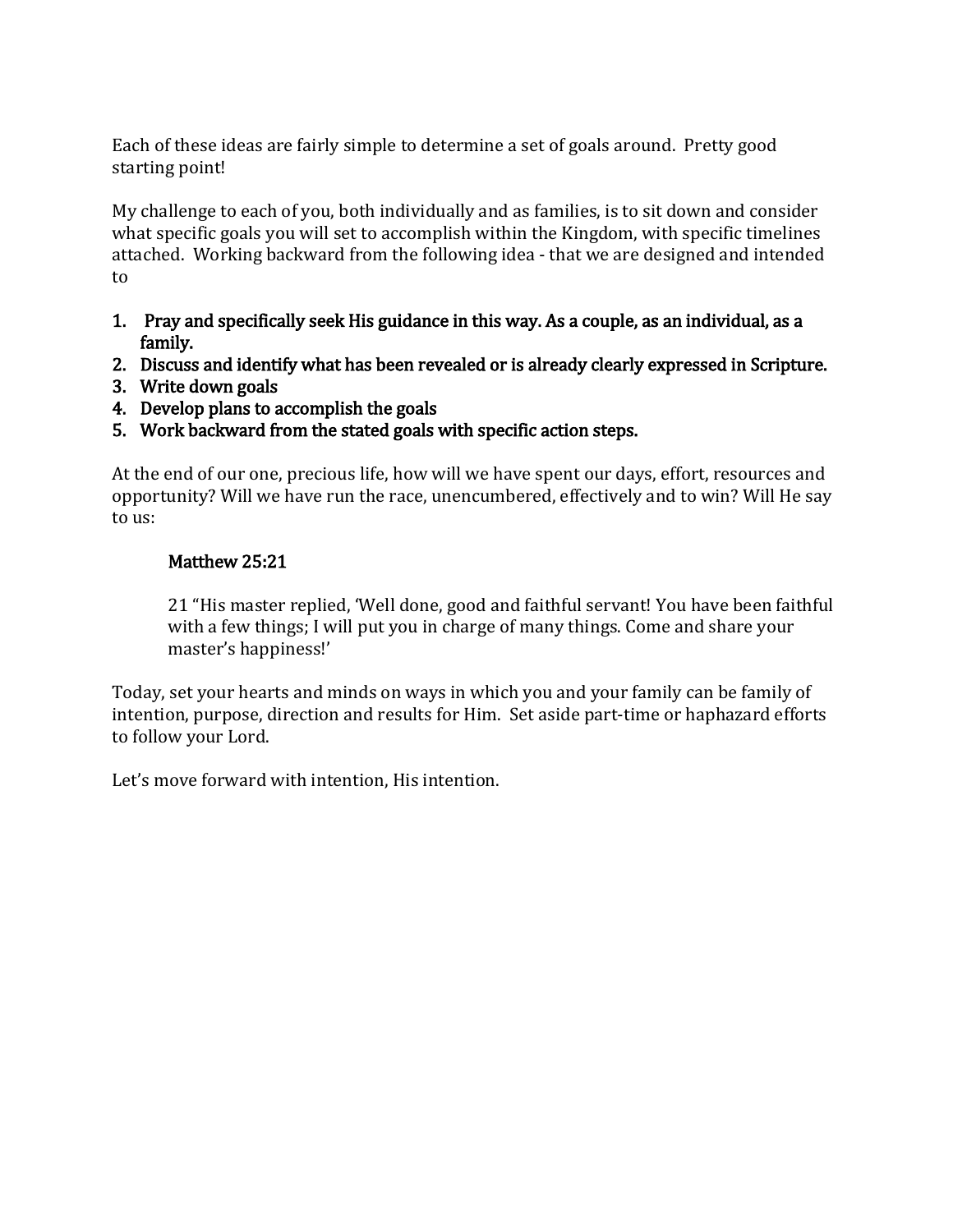Each of these ideas are fairly simple to determine a set of goals around. Pretty good starting point!

My challenge to each of you, both individually and as families, is to sit down and consider what specific goals you will set to accomplish within the Kingdom, with specific timelines attached. Working backward from the following idea - that we are designed and intended to

1. **Pray and specifically seek His guidance in this way. As a couple, as an individual, as a family.**
2. **Discuss and identify what has been revealed or is already clearly expressed in Scripture.**
3. **Write down goals**
4. **Develop plans to accomplish the goals**
5. **Work backward from the stated goals with specific action steps.**

At the end of our one, precious life, how will we have spent our days, effort, resources and opportunity? Will we have run the race, unencumbered, effectively and to win? Will He say to us:

> Matthew 25:21
>
> 21 "His master replied, 'Well done, good and faithful servant! You have been faithful with a few things; I will put you in charge of many things. Come and share your master's happiness!'

Today, set your hearts and minds on ways in which you and your family can be family of intention, purpose, direction and results for Him. Set aside part-time or haphazard efforts to follow your Lord.

Let's move forward with intention, His intention.